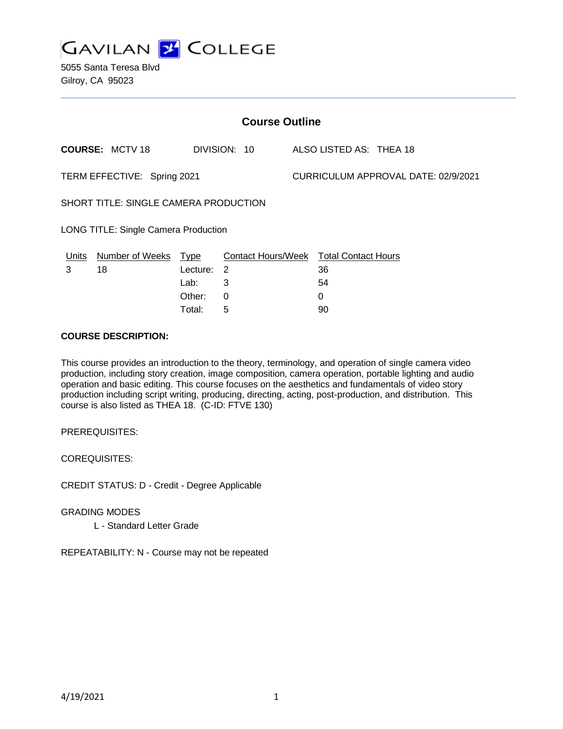# GAVILAN COLLEGE

5055 Santa Teresa Blvd
Gilroy, CA 95023

## Course Outline

**COURSE:** MCTV 18 DIVISION: 10 ALSO LISTED AS: THEA 18

TERM EFFECTIVE: Spring 2021 CURRICULUM APPROVAL DATE: 02/9/2021

SHORT TITLE: SINGLE CAMERA PRODUCTION

LONG TITLE: Single Camera Production

| Units | Number of Weeks | Type | Contact Hours/Week | Total Contact Hours |
|---|---|---|---|---|
| 3 | 18 | Lecture: | 2 | 36 |
| | | Lab: | 3 | 54 |
| | | Other: | 0 | 0 |
| | | Total: | 5 | 90 |

**COURSE DESCRIPTION:**

This course provides an introduction to the theory, terminology, and operation of single camera video production, including story creation, image composition, camera operation, portable lighting and audio operation and basic editing. This course focuses on the aesthetics and fundamentals of video story production including script writing, producing, directing, acting, post-production, and distribution. This course is also listed as THEA 18. (C-ID: FTVE 130)

PREREQUISITES:

COREQUISITES:

CREDIT STATUS: D - Credit - Degree Applicable

GRADING MODES

L - Standard Letter Grade

REPEATABILITY: N - Course may not be repeated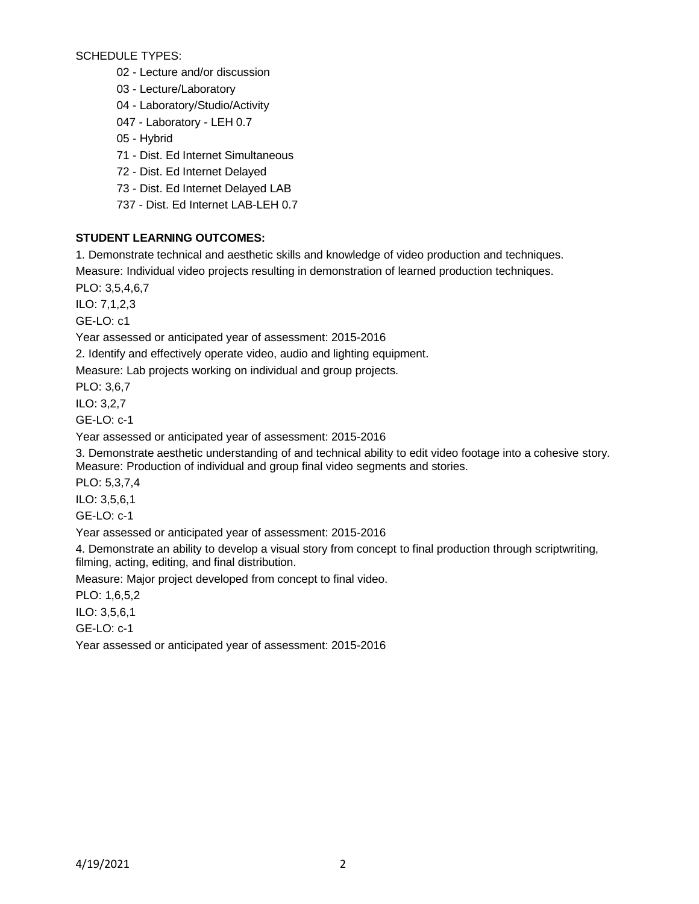SCHEDULE TYPES:

- 02 - Lecture and/or discussion
- 03 - Lecture/Laboratory
- 04 - Laboratory/Studio/Activity
- 047 - Laboratory - LEH 0.7
- 05 - Hybrid
- 71 - Dist. Ed Internet Simultaneous
- 72 - Dist. Ed Internet Delayed
- 73 - Dist. Ed Internet Delayed LAB
- 737 - Dist. Ed Internet LAB-LEH 0.7

**STUDENT LEARNING OUTCOMES:**

1. Demonstrate technical and aesthetic skills and knowledge of video production and techniques.
Measure: Individual video projects resulting in demonstration of learned production techniques.
PLO: 3,5,4,6,7
ILO: 7,1,2,3
GE-LO: c1
Year assessed or anticipated year of assessment: 2015-2016

2. Identify and effectively operate video, audio and lighting equipment.
Measure: Lab projects working on individual and group projects.
PLO: 3,6,7
ILO: 3,2,7
GE-LO: c-1
Year assessed or anticipated year of assessment: 2015-2016

3. Demonstrate aesthetic understanding of and technical ability to edit video footage into a cohesive story.
Measure: Production of individual and group final video segments and stories.
PLO: 5,3,7,4
ILO: 3,5,6,1
GE-LO: c-1
Year assessed or anticipated year of assessment: 2015-2016

4. Demonstrate an ability to develop a visual story from concept to final production through scriptwriting, filming, acting, editing, and final distribution.
Measure: Major project developed from concept to final video.
PLO: 1,6,5,2
ILO: 3,5,6,1
GE-LO: c-1
Year assessed or anticipated year of assessment: 2015-2016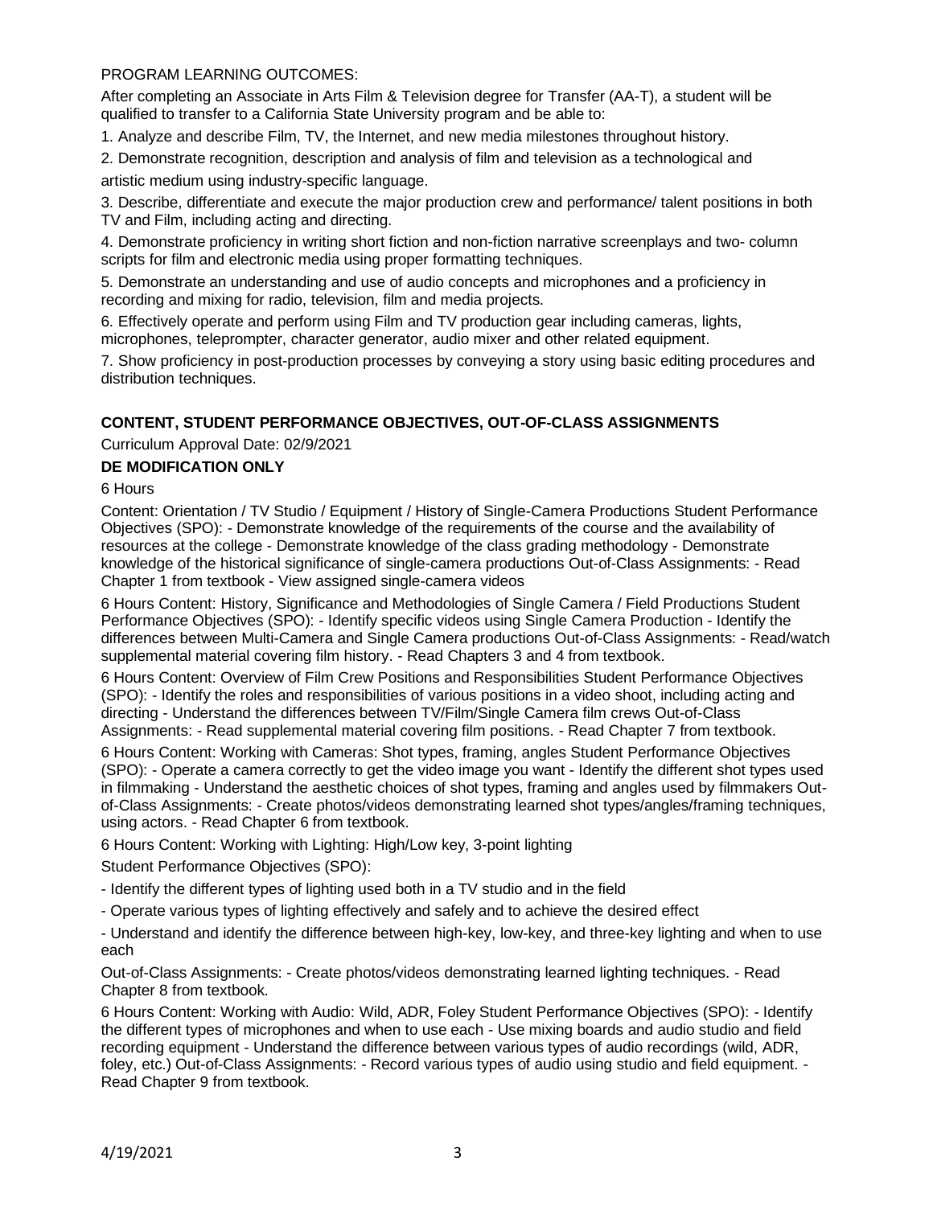PROGRAM LEARNING OUTCOMES:

After completing an Associate in Arts Film & Television degree for Transfer (AA-T), a student will be qualified to transfer to a California State University program and be able to:

1. Analyze and describe Film, TV, the Internet, and new media milestones throughout history.
2. Demonstrate recognition, description and analysis of film and television as a technological and artistic medium using industry-specific language.
3. Describe, differentiate and execute the major production crew and performance/ talent positions in both TV and Film, including acting and directing.
4. Demonstrate proficiency in writing short fiction and non-fiction narrative screenplays and two- column scripts for film and electronic media using proper formatting techniques.
5. Demonstrate an understanding and use of audio concepts and microphones and a proficiency in recording and mixing for radio, television, film and media projects.
6. Effectively operate and perform using Film and TV production gear including cameras, lights, microphones, teleprompter, character generator, audio mixer and other related equipment.
7. Show proficiency in post-production processes by conveying a story using basic editing procedures and distribution techniques.

## CONTENT, STUDENT PERFORMANCE OBJECTIVES, OUT-OF-CLASS ASSIGNMENTS

Curriculum Approval Date: 02/9/2021

**DE MODIFICATION ONLY**

6 Hours

Content: Orientation / TV Studio / Equipment / History of Single-Camera Productions Student Performance Objectives (SPO): - Demonstrate knowledge of the requirements of the course and the availability of resources at the college - Demonstrate knowledge of the class grading methodology - Demonstrate knowledge of the historical significance of single-camera productions Out-of-Class Assignments: - Read Chapter 1 from textbook - View assigned single-camera videos

6 Hours Content: History, Significance and Methodologies of Single Camera / Field Productions Student Performance Objectives (SPO): - Identify specific videos using Single Camera Production - Identify the differences between Multi-Camera and Single Camera productions Out-of-Class Assignments: - Read/watch supplemental material covering film history. - Read Chapters 3 and 4 from textbook.

6 Hours Content: Overview of Film Crew Positions and Responsibilities Student Performance Objectives (SPO): - Identify the roles and responsibilities of various positions in a video shoot, including acting and directing - Understand the differences between TV/Film/Single Camera film crews Out-of-Class Assignments: - Read supplemental material covering film positions. - Read Chapter 7 from textbook.

6 Hours Content: Working with Cameras: Shot types, framing, angles Student Performance Objectives (SPO): - Operate a camera correctly to get the video image you want - Identify the different shot types used in filmmaking - Understand the aesthetic choices of shot types, framing and angles used by filmmakers Out-of-Class Assignments: - Create photos/videos demonstrating learned shot types/angles/framing techniques, using actors. - Read Chapter 6 from textbook.

6 Hours Content: Working with Lighting: High/Low key, 3-point lighting

Student Performance Objectives (SPO):

- Identify the different types of lighting used both in a TV studio and in the field
- Operate various types of lighting effectively and safely and to achieve the desired effect
- Understand and identify the difference between high-key, low-key, and three-key lighting and when to use each

Out-of-Class Assignments: - Create photos/videos demonstrating learned lighting techniques. - Read Chapter 8 from textbook.

6 Hours Content: Working with Audio: Wild, ADR, Foley Student Performance Objectives (SPO): - Identify the different types of microphones and when to use each - Use mixing boards and audio studio and field recording equipment - Understand the difference between various types of audio recordings (wild, ADR, foley, etc.) Out-of-Class Assignments: - Record various types of audio using studio and field equipment. - Read Chapter 9 from textbook.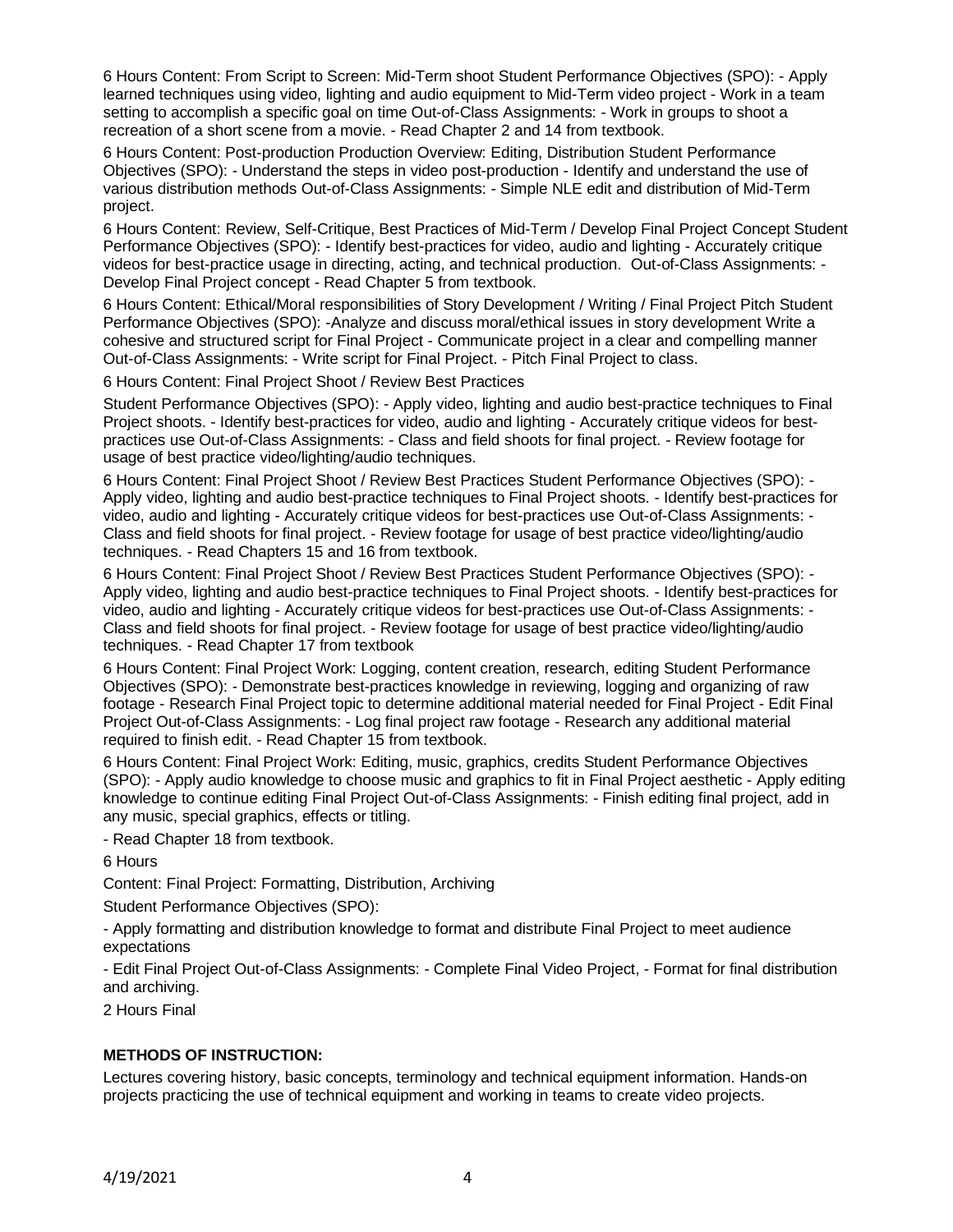6 Hours Content: From Script to Screen: Mid-Term shoot Student Performance Objectives (SPO): - Apply learned techniques using video, lighting and audio equipment to Mid-Term video project - Work in a team setting to accomplish a specific goal on time Out-of-Class Assignments: - Work in groups to shoot a recreation of a short scene from a movie. - Read Chapter 2 and 14 from textbook.

6 Hours Content: Post-production Production Overview: Editing, Distribution Student Performance Objectives (SPO): - Understand the steps in video post-production - Identify and understand the use of various distribution methods Out-of-Class Assignments: - Simple NLE edit and distribution of Mid-Term project.

6 Hours Content: Review, Self-Critique, Best Practices of Mid-Term / Develop Final Project Concept Student Performance Objectives (SPO): - Identify best-practices for video, audio and lighting - Accurately critique videos for best-practice usage in directing, acting, and technical production. Out-of-Class Assignments: - Develop Final Project concept - Read Chapter 5 from textbook.

6 Hours Content: Ethical/Moral responsibilities of Story Development / Writing / Final Project Pitch Student Performance Objectives (SPO): -Analyze and discuss moral/ethical issues in story development Write a cohesive and structured script for Final Project - Communicate project in a clear and compelling manner Out-of-Class Assignments: - Write script for Final Project. - Pitch Final Project to class.

6 Hours Content: Final Project Shoot / Review Best Practices

Student Performance Objectives (SPO): - Apply video, lighting and audio best-practice techniques to Final Project shoots. - Identify best-practices for video, audio and lighting - Accurately critique videos for best-practices use Out-of-Class Assignments: - Class and field shoots for final project. - Review footage for usage of best practice video/lighting/audio techniques.

6 Hours Content: Final Project Shoot / Review Best Practices Student Performance Objectives (SPO): - Apply video, lighting and audio best-practice techniques to Final Project shoots. - Identify best-practices for video, audio and lighting - Accurately critique videos for best-practices use Out-of-Class Assignments: - Class and field shoots for final project. - Review footage for usage of best practice video/lighting/audio techniques. - Read Chapters 15 and 16 from textbook.

6 Hours Content: Final Project Shoot / Review Best Practices Student Performance Objectives (SPO): - Apply video, lighting and audio best-practice techniques to Final Project shoots. - Identify best-practices for video, audio and lighting - Accurately critique videos for best-practices use Out-of-Class Assignments: - Class and field shoots for final project. - Review footage for usage of best practice video/lighting/audio techniques. - Read Chapter 17 from textbook

6 Hours Content: Final Project Work: Logging, content creation, research, editing Student Performance Objectives (SPO): - Demonstrate best-practices knowledge in reviewing, logging and organizing of raw footage - Research Final Project topic to determine additional material needed for Final Project - Edit Final Project Out-of-Class Assignments: - Log final project raw footage - Research any additional material required to finish edit. - Read Chapter 15 from textbook.

6 Hours Content: Final Project Work: Editing, music, graphics, credits Student Performance Objectives (SPO): - Apply audio knowledge to choose music and graphics to fit in Final Project aesthetic - Apply editing knowledge to continue editing Final Project Out-of-Class Assignments: - Finish editing final project, add in any music, special graphics, effects or titling.

- Read Chapter 18 from textbook.

6 Hours

Content: Final Project: Formatting, Distribution, Archiving

Student Performance Objectives (SPO):

- Apply formatting and distribution knowledge to format and distribute Final Project to meet audience expectations

- Edit Final Project Out-of-Class Assignments: - Complete Final Video Project, - Format for final distribution and archiving.

2 Hours Final

**METHODS OF INSTRUCTION:**

Lectures covering history, basic concepts, terminology and technical equipment information. Hands-on projects practicing the use of technical equipment and working in teams to create video projects.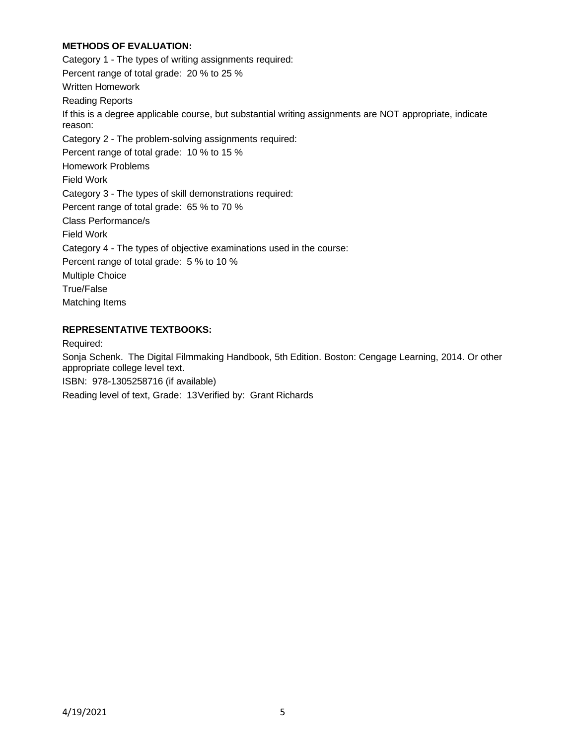**METHODS OF EVALUATION:**

Category 1 - The types of writing assignments required:

Percent range of total grade: 20 % to 25 %

Written Homework

Reading Reports

If this is a degree applicable course, but substantial writing assignments are NOT appropriate, indicate reason:

Category 2 - The problem-solving assignments required:

Percent range of total grade: 10 % to 15 %

Homework Problems

Field Work

Category 3 - The types of skill demonstrations required:

Percent range of total grade: 65 % to 70 %

Class Performance/s

Field Work

Category 4 - The types of objective examinations used in the course:

Percent range of total grade: 5 % to 10 %

Multiple Choice

True/False

Matching Items

**REPRESENTATIVE TEXTBOOKS:**

Required:

Sonja Schenk. The Digital Filmmaking Handbook, 5th Edition. Boston: Cengage Learning, 2014. Or other appropriate college level text.

ISBN: 978-1305258716 (if available)

Reading level of text, Grade: 13Verified by: Grant Richards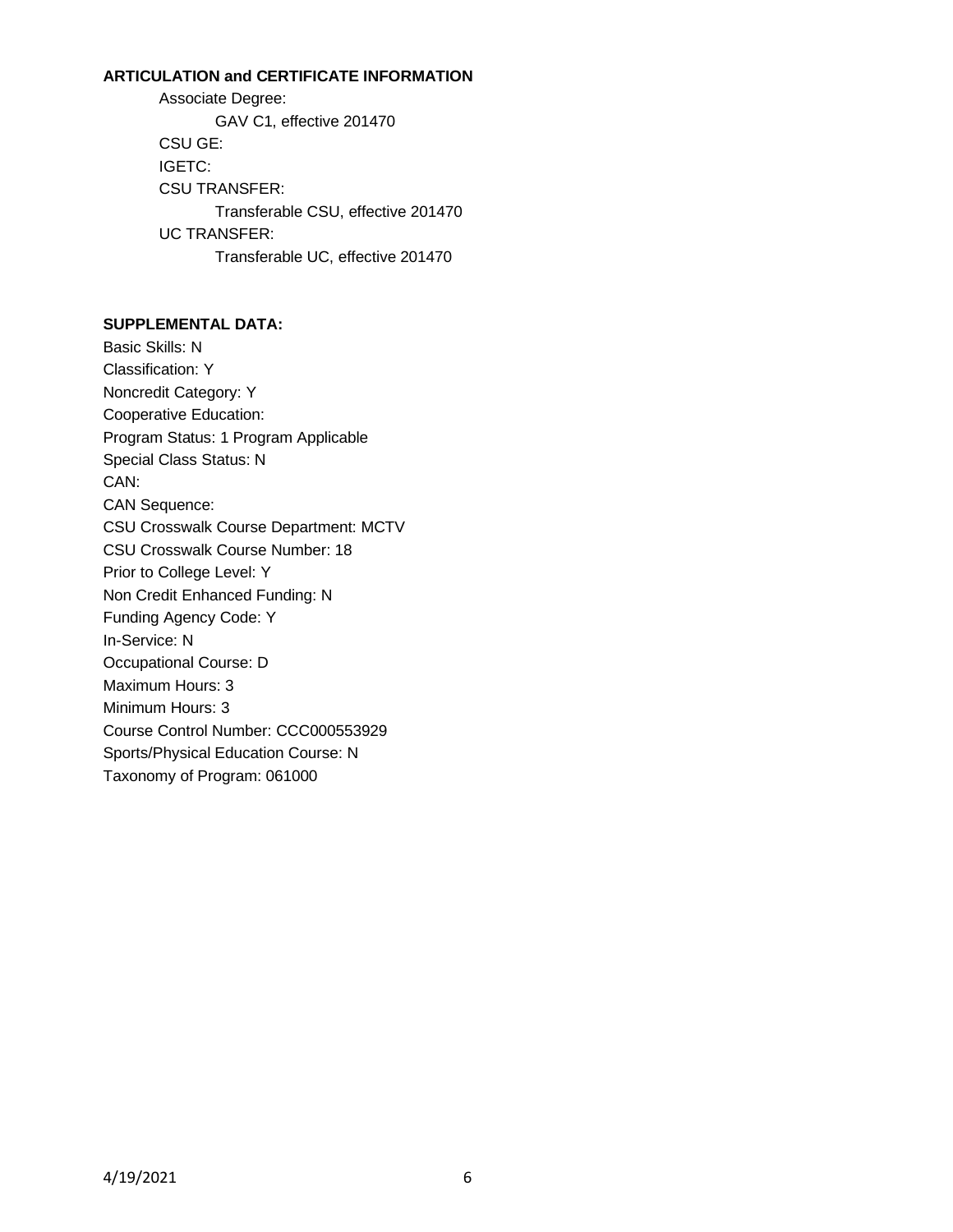**ARTICULATION and CERTIFICATE INFORMATION**

Associate Degree:

GAV C1, effective 201470

CSU GE:

IGETC:

CSU TRANSFER:

Transferable CSU, effective 201470

UC TRANSFER:

Transferable UC, effective 201470

**SUPPLEMENTAL DATA:**

Basic Skills: N
Classification: Y
Noncredit Category: Y
Cooperative Education:
Program Status: 1 Program Applicable
Special Class Status: N
CAN:
CAN Sequence:
CSU Crosswalk Course Department: MCTV
CSU Crosswalk Course Number: 18
Prior to College Level: Y
Non Credit Enhanced Funding: N
Funding Agency Code: Y
In-Service: N
Occupational Course: D
Maximum Hours: 3
Minimum Hours: 3
Course Control Number: CCC000553929
Sports/Physical Education Course: N
Taxonomy of Program: 061000